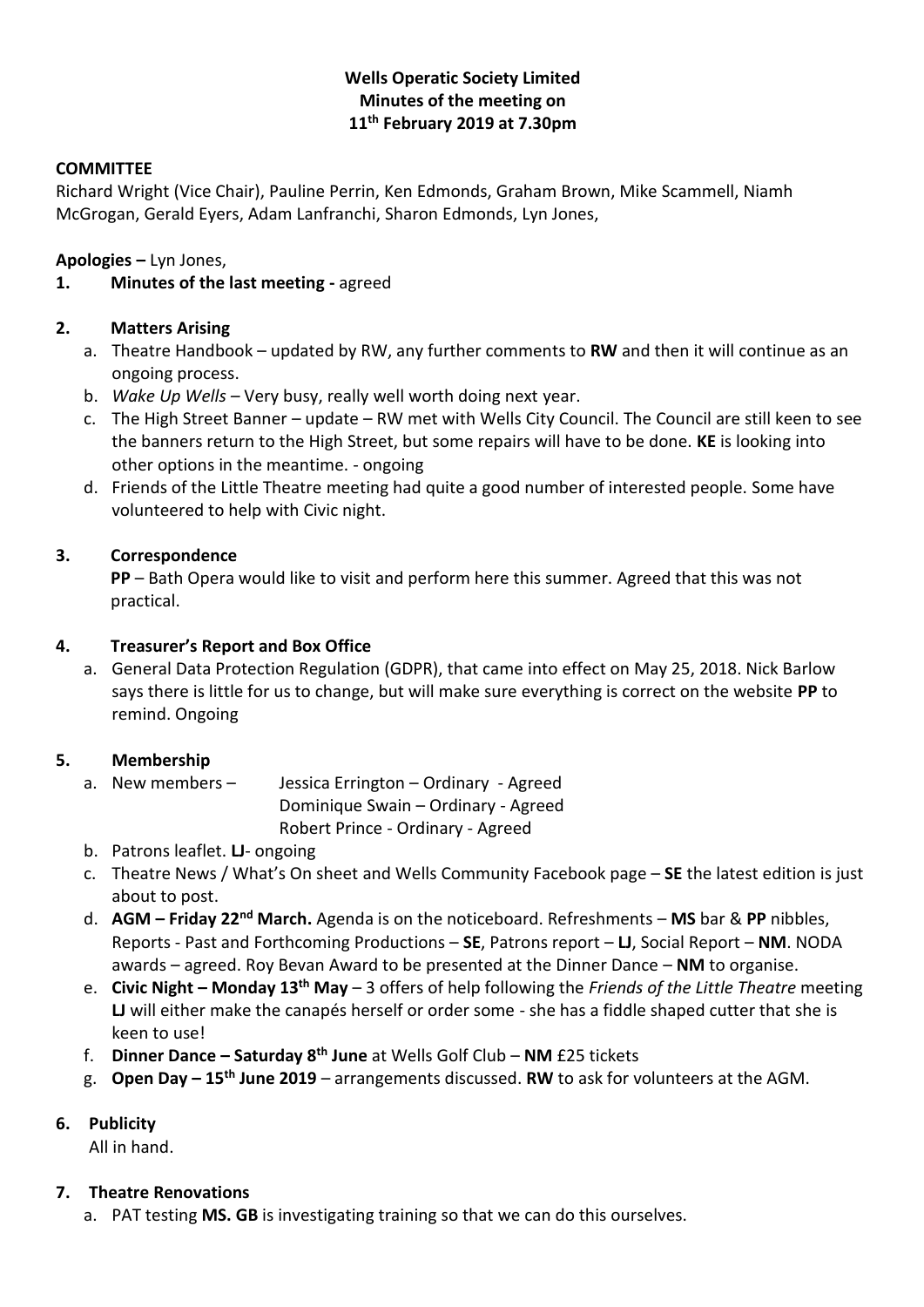**Wells Operatic Society Limited**
**Minutes of the meeting on**
**11th February 2019 at 7.30pm**

**COMMITTEE**
Richard Wright (Vice Chair), Pauline Perrin, Ken Edmonds, Graham Brown, Mike Scammell, Niamh McGrogan, Gerald Eyers, Adam Lanfranchi, Sharon Edmonds, Lyn Jones,

**Apologies –** Lyn Jones,

**1. Minutes of the last meeting -** agreed

**2. Matters Arising**

a. Theatre Handbook – updated by RW, any further comments to **RW** and then it will continue as an ongoing process.
b. *Wake Up Wells* – Very busy, really well worth doing next year.
c. The High Street Banner – update – RW met with Wells City Council. The Council are still keen to see the banners return to the High Street, but some repairs will have to be done. **KE** is looking into other options in the meantime. - ongoing
d. Friends of the Little Theatre meeting had quite a good number of interested people. Some have volunteered to help with Civic night.

**3. Correspondence**

**PP** – Bath Opera would like to visit and perform here this summer. Agreed that this was not practical.

**4. Treasurer's Report and Box Office**

a. General Data Protection Regulation (GDPR), that came into effect on May 25, 2018. Nick Barlow says there is little for us to change, but will make sure everything is correct on the website **PP** to remind. Ongoing

**5. Membership**

a. New members – Jessica Errington – Ordinary - Agreed
   Dominique Swain – Ordinary - Agreed
   Robert Prince - Ordinary - Agreed
b. Patrons leaflet. **LJ**- ongoing
c. Theatre News / What's On sheet and Wells Community Facebook page – **SE** the latest edition is just about to post.
d. **AGM – Friday 22nd March.** Agenda is on the noticeboard. Refreshments – **MS** bar & **PP** nibbles, Reports - Past and Forthcoming Productions – **SE**, Patrons report – **LJ**, Social Report – **NM**. NODA awards – agreed. Roy Bevan Award to be presented at the Dinner Dance – **NM** to organise.
e. **Civic Night – Monday 13th May** – 3 offers of help following the *Friends of the Little Theatre* meeting **LJ** will either make the canapés herself or order some - she has a fiddle shaped cutter that she is keen to use!
f. **Dinner Dance – Saturday 8th June** at Wells Golf Club – **NM** £25 tickets
g. **Open Day – 15th June 2019** – arrangements discussed. **RW** to ask for volunteers at the AGM.

**6. Publicity**

All in hand.

**7. Theatre Renovations**

a. PAT testing **MS. GB** is investigating training so that we can do this ourselves.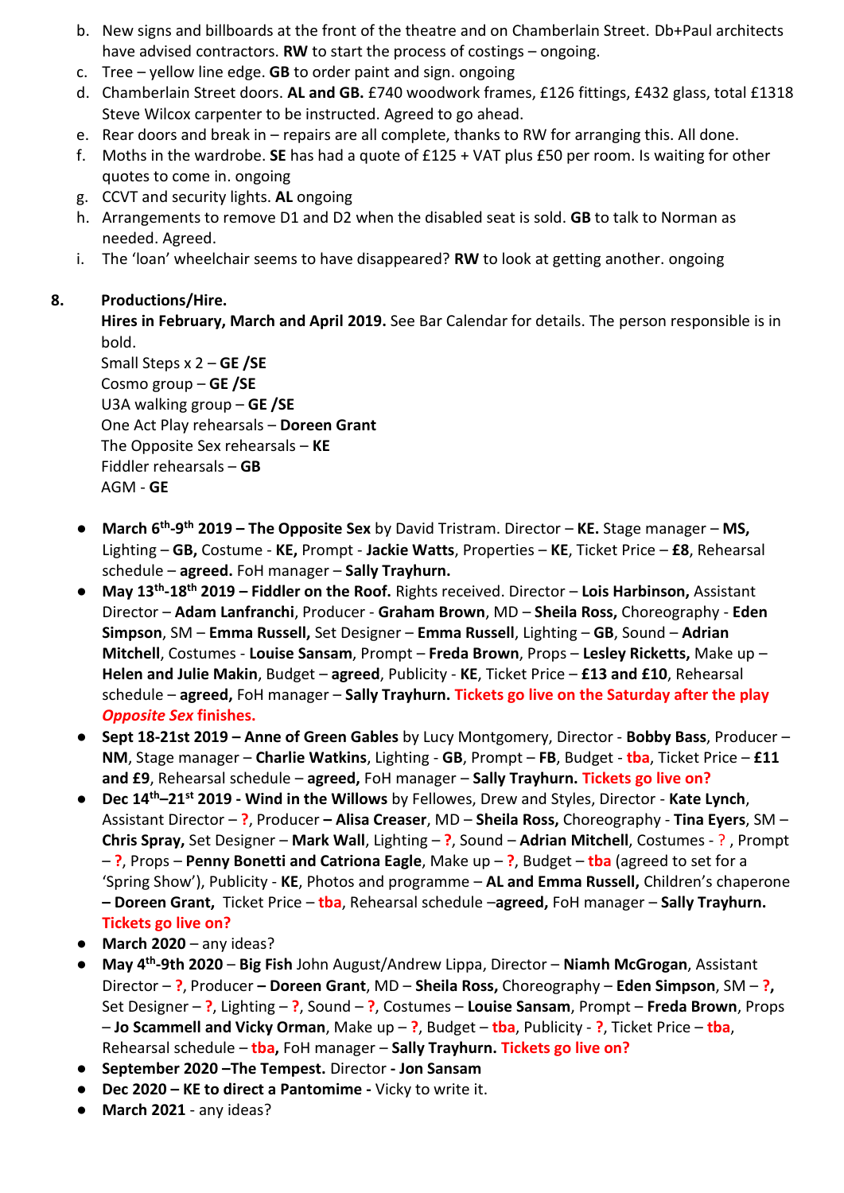b. New signs and billboards at the front of the theatre and on Chamberlain Street. Db+Paul architects have advised contractors. **RW** to start the process of costings – ongoing.
c. Tree – yellow line edge. **GB** to order paint and sign. ongoing
d. Chamberlain Street doors. **AL and GB.** £740 woodwork frames, £126 fittings, £432 glass, total £1318 Steve Wilcox carpenter to be instructed. Agreed to go ahead.
e. Rear doors and break in – repairs are all complete, thanks to RW for arranging this. All done.
f. Moths in the wardrobe. **SE** has had a quote of £125 + VAT plus £50 per room. Is waiting for other quotes to come in. ongoing
g. CCVT and security lights. **AL** ongoing
h. Arrangements to remove D1 and D2 when the disabled seat is sold. **GB** to talk to Norman as needed. Agreed.
i. The 'loan' wheelchair seems to have disappeared? **RW** to look at getting another. ongoing

**8. Productions/Hire.**

**Hires in February, March and April 2019.** See Bar Calendar for details. The person responsible is in bold.
Small Steps x 2 – **GE /SE**
Cosmo group – **GE /SE**
U3A walking group – **GE /SE**
One Act Play rehearsals – **Doreen Grant**
The Opposite Sex rehearsals – **KE**
Fiddler rehearsals – **GB**
AGM - **GE**

- **March 6th-9th 2019 – The Opposite Sex** by David Tristram. Director – **KE.** Stage manager – **MS,** Lighting – **GB,** Costume - **KE,** Prompt - **Jackie Watts**, Properties – **KE**, Ticket Price – **£8**, Rehearsal schedule – **agreed.** FoH manager – **Sally Trayhurn.**
- **May 13th-18th 2019 – Fiddler on the Roof.** Rights received. Director – **Lois Harbinson,** Assistant Director – **Adam Lanfranchi**, Producer - **Graham Brown**, MD – **Sheila Ross,** Choreography - **Eden Simpson**, SM – **Emma Russell,** Set Designer – **Emma Russell**, Lighting – **GB**, Sound – **Adrian Mitchell**, Costumes - **Louise Sansam**, Prompt – **Freda Brown**, Props – **Lesley Ricketts,** Make up – **Helen and Julie Makin**, Budget – **agreed**, Publicity - **KE**, Ticket Price – **£13 and £10**, Rehearsal schedule – **agreed,** FoH manager – **Sally Trayhurn.** **Tickets go live on the Saturday after the play *Opposite Sex* finishes.**
- **Sept 18-21st 2019 – Anne of Green Gables** by Lucy Montgomery, Director - **Bobby Bass**, Producer – **NM**, Stage manager – **Charlie Watkins**, Lighting - **GB**, Prompt – **FB**, Budget - **tba**, Ticket Price – **£11 and £9**, Rehearsal schedule – **agreed,** FoH manager – **Sally Trayhurn.** **Tickets go live on?**
- **Dec 14th–21st 2019 - Wind in the Willows** by Fellowes, Drew and Styles, Director - **Kate Lynch**, Assistant Director – **?**, Producer **– Alisa Creaser**, MD – **Sheila Ross,** Choreography - **Tina Eyers**, SM – **Chris Spray,** Set Designer – **Mark Wall**, Lighting – **?**, Sound – **Adrian Mitchell**, Costumes - **?** , Prompt – **?**, Props – **Penny Bonetti and Catriona Eagle**, Make up – **?**, Budget – **tba** (agreed to set for a 'Spring Show'), Publicity - **KE**, Photos and programme – **AL and Emma Russell,** Children's chaperone **– Doreen Grant,** Ticket Price – **tba**, Rehearsal schedule –**agreed,** FoH manager – **Sally Trayhurn.** **Tickets go live on?**
- **March 2020** – any ideas?
- **May 4th-9th 2020** – **Big Fish** John August/Andrew Lippa, Director – **Niamh McGrogan**, Assistant Director – **?**, Producer **– Doreen Grant**, MD – **Sheila Ross,** Choreography – **Eden Simpson**, SM – **?,** Set Designer – **?**, Lighting – **?**, Sound – **?**, Costumes – **Louise Sansam**, Prompt – **Freda Brown**, Props – **Jo Scammell and Vicky Orman**, Make up – **?**, Budget – **tba**, Publicity - **?**, Ticket Price – **tba**, Rehearsal schedule – **tba,** FoH manager – **Sally Trayhurn.** **Tickets go live on?**
- **September 2020 –The Tempest.** Director **- Jon Sansam**
- **Dec 2020 – KE to direct a Pantomime -** Vicky to write it.
- **March 2021** - any ideas?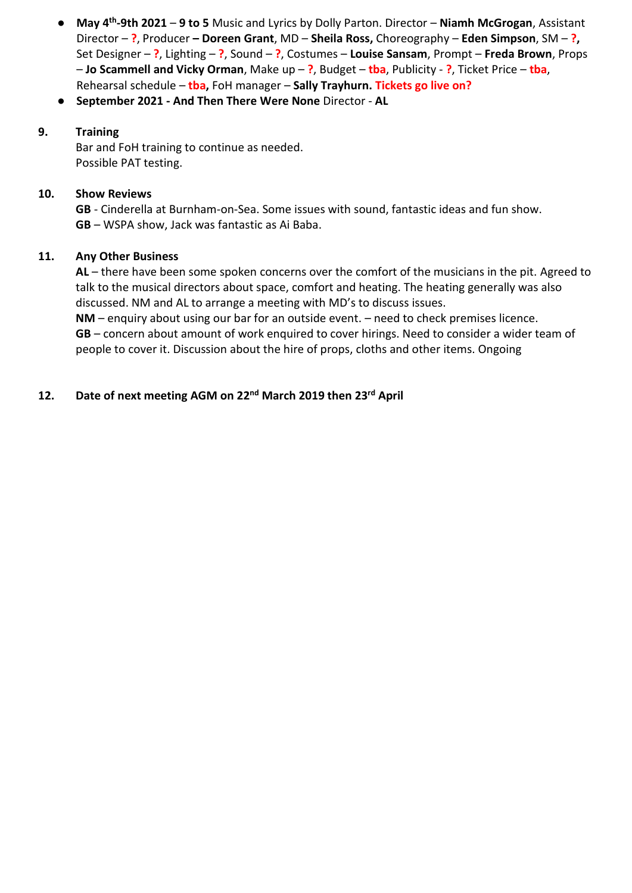- **May 4th-9th 2021** – **9 to 5** Music and Lyrics by Dolly Parton. Director – **Niamh McGrogan**, Assistant Director – **?**, Producer **– Doreen Grant**, MD – **Sheila Ross,** Choreography – **Eden Simpson**, SM – **?,** Set Designer – **?**, Lighting – **?**, Sound – **?**, Costumes – **Louise Sansam**, Prompt – **Freda Brown**, Props – **Jo Scammell and Vicky Orman**, Make up – **?**, Budget – **tba**, Publicity - **?**, Ticket Price – **tba**, Rehearsal schedule – **tba,** FoH manager – **Sally Trayhurn. Tickets go live on?**
- **September 2021 - And Then There Were None** Director - **AL**

**9. Training**

Bar and FoH training to continue as needed.
Possible PAT testing.

**10. Show Reviews**

**GB** - Cinderella at Burnham-on-Sea. Some issues with sound, fantastic ideas and fun show.
**GB** – WSPA show, Jack was fantastic as Ai Baba.

**11. Any Other Business**

**AL** – there have been some spoken concerns over the comfort of the musicians in the pit. Agreed to talk to the musical directors about space, comfort and heating. The heating generally was also discussed. NM and AL to arrange a meeting with MD's to discuss issues.
**NM** – enquiry about using our bar for an outside event. – need to check premises licence.
**GB** – concern about amount of work enquired to cover hirings. Need to consider a wider team of people to cover it. Discussion about the hire of props, cloths and other items. Ongoing

**12. Date of next meeting AGM on 22nd March 2019 then 23rd April**